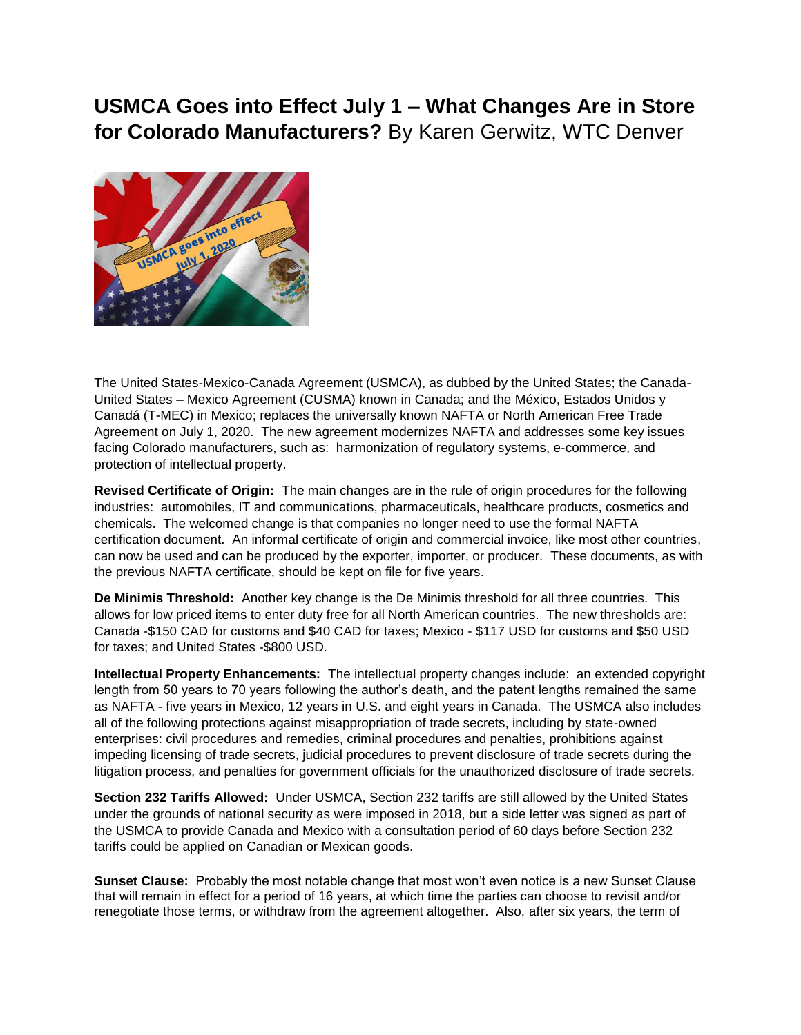# **USMCA Goes into Effect July 1 – What Changes Are in Store for Colorado Manufacturers?** By Karen Gerwitz, WTC Denver

The United States-Mexico-Canada Agreement (USMCA), as dubbed by the United States; the Canada-United States – Mexico Agreement (CUSMA) known in Canada; and the México, Estados Unidos y Canadá (T-MEC) in Mexico; replaces the universally known NAFTA or North American Free Trade Agreement on July 1, 2020. The new agreement modernizes NAFTA and addresses some key issues facing Colorado manufacturers, such as: harmonization of regulatory systems, e-commerce, and protection of intellectual property.

**Revised Certificate of Origin:** The main changes are in the rule of origin procedures for the following industries: automobiles, IT and communications, pharmaceuticals, healthcare products, cosmetics and chemicals. The welcomed change is that companies no longer need to use the formal NAFTA certification document. An informal certificate of origin and commercial invoice, like most other countries, can now be used and can be produced by the exporter, importer, or producer. These documents, as with the previous NAFTA certificate, should be kept on file for five years.

**De Minimis Threshold:** Another key change is the De Minimis threshold for all three countries. This allows for low priced items to enter duty free for all North American countries. The new thresholds are: Canada -$150 CAD for customs and $40 CAD for taxes; Mexico - $117 USD for customs and $50 USD for taxes; and United States -$800 USD.

**Intellectual Property Enhancements:** The intellectual property changes include: an extended copyright length from 50 years to 70 years following the author's death, and the patent lengths remained the same as NAFTA - five years in Mexico, 12 years in U.S. and eight years in Canada. The USMCA also includes all of the following protections against misappropriation of trade secrets, including by state-owned enterprises: civil procedures and remedies, criminal procedures and penalties, prohibitions against impeding licensing of trade secrets, judicial procedures to prevent disclosure of trade secrets during the litigation process, and penalties for government officials for the unauthorized disclosure of trade secrets.

**Section 232 Tariffs Allowed:** Under USMCA, Section 232 tariffs are still allowed by the United States under the grounds of national security as were imposed in 2018, but a side letter was signed as part of the USMCA to provide Canada and Mexico with a consultation period of 60 days before Section 232 tariffs could be applied on Canadian or Mexican goods.

**Sunset Clause:** Probably the most notable change that most won't even notice is a new Sunset Clause that will remain in effect for a period of 16 years, at which time the parties can choose to revisit and/or renegotiate those terms, or withdraw from the agreement altogether. Also, after six years, the term of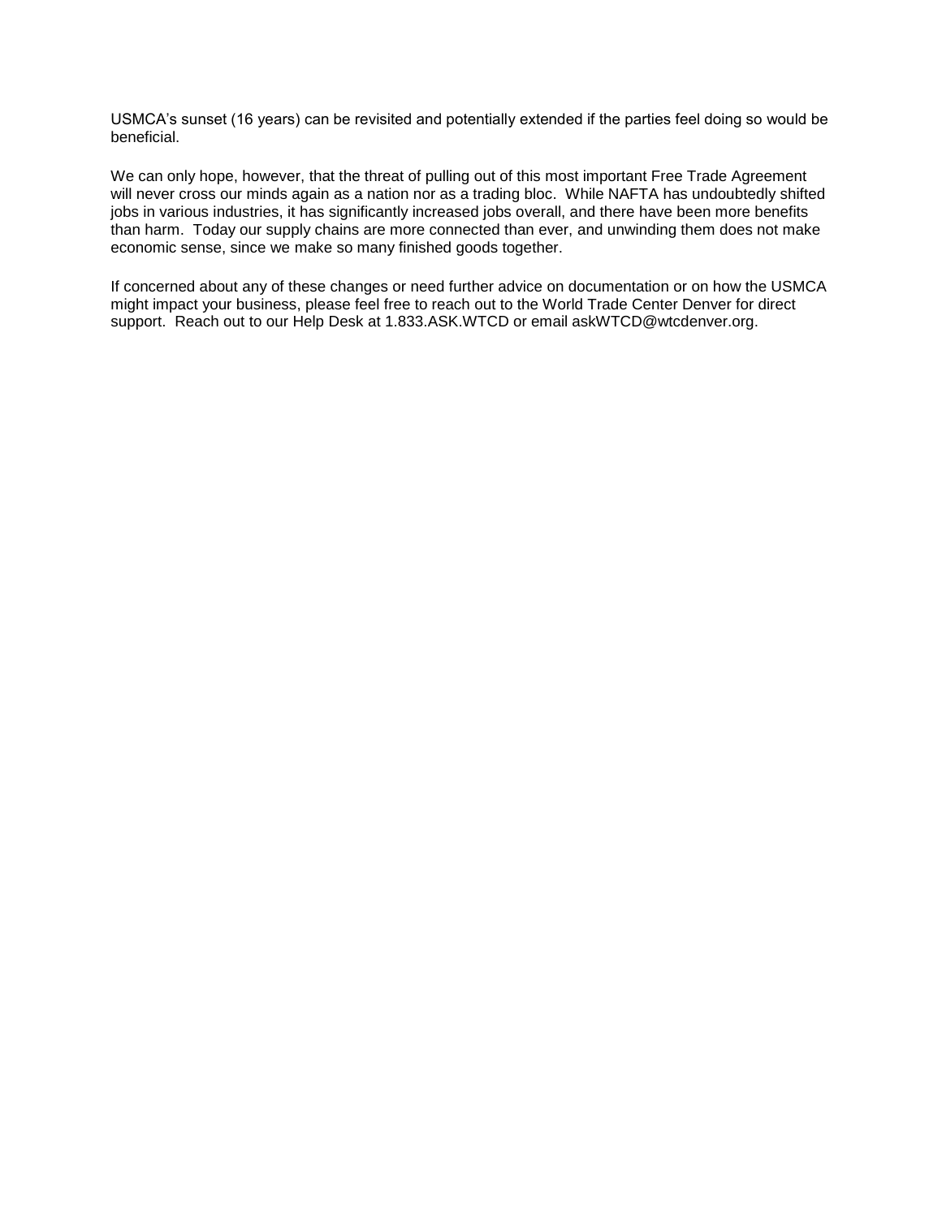USMCA’s sunset (16 years) can be revisited and potentially extended if the parties feel doing so would be beneficial.

We can only hope, however, that the threat of pulling out of this most important Free Trade Agreement will never cross our minds again as a nation nor as a trading bloc. While NAFTA has undoubtedly shifted jobs in various industries, it has significantly increased jobs overall, and there have been more benefits than harm. Today our supply chains are more connected than ever, and unwinding them does not make economic sense, since we make so many finished goods together.

If concerned about any of these changes or need further advice on documentation or on how the USMCA might impact your business, please feel free to reach out to the World Trade Center Denver for direct support. Reach out to our Help Desk at 1.833.ASK.WTCD or email askWTCD@wtcdenver.org.